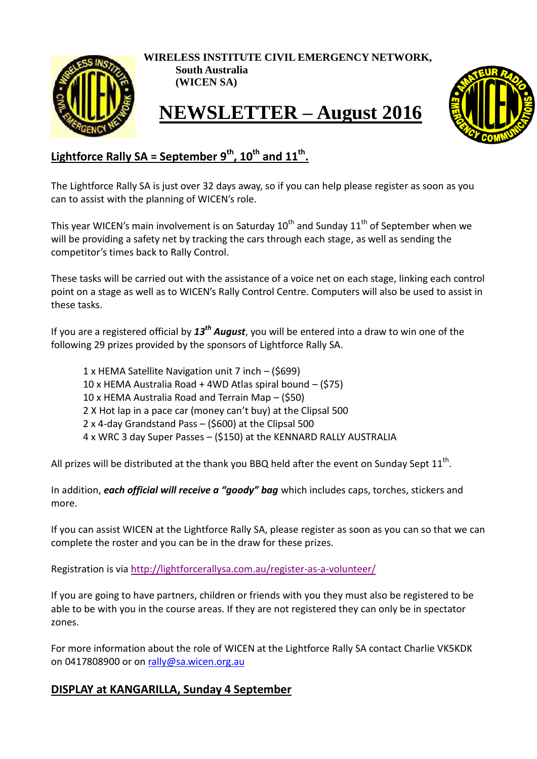**WIRELESS INSTITUTE CIVIL EMERGENCY NETWORK,**
**South Australia**
**(WICEN SA)**

# NEWSLETTER – August 2016

## Lightforce Rally SA = September 9th, 10th and 11th.

The Lightforce Rally SA is just over 32 days away, so if you can help please register as soon as you can to assist with the planning of WICEN's role.

This year WICEN's main involvement is on Saturday 10th and Sunday 11th of September when we will be providing a safety net by tracking the cars through each stage, as well as sending the competitor's times back to Rally Control.

These tasks will be carried out with the assistance of a voice net on each stage, linking each control point on a stage as well as to WICEN's Rally Control Centre. Computers will also be used to assist in these tasks.

If you are a registered official by ***13th August***, you will be entered into a draw to win one of the following 29 prizes provided by the sponsors of Lightforce Rally SA.

- 1 x HEMA Satellite Navigation unit 7 inch – ($699)
- 10 x HEMA Australia Road + 4WD Atlas spiral bound – ($75)
- 10 x HEMA Australia Road and Terrain Map – ($50)
- 2 X Hot lap in a pace car (money can't buy) at the Clipsal 500
- 2 x 4-day Grandstand Pass – ($600) at the Clipsal 500
- 4 x WRC 3 day Super Passes – ($150) at the KENNARD RALLY AUSTRALIA

All prizes will be distributed at the thank you BBQ held after the event on Sunday Sept 11th.

In addition, ***each official will receive a "goody" bag*** which includes caps, torches, stickers and more.

If you can assist WICEN at the Lightforce Rally SA, please register as soon as you can so that we can complete the roster and you can be in the draw for these prizes.

Registration is via http://lightforcerallysa.com.au/register-as-a-volunteer/

If you are going to have partners, children or friends with you they must also be registered to be able to be with you in the course areas. If they are not registered they can only be in spectator zones.

For more information about the role of WICEN at the Lightforce Rally SA contact Charlie VK5KDK on 0417808900 or on rally@sa.wicen.org.au

## DISPLAY at KANGARILLA, Sunday 4 September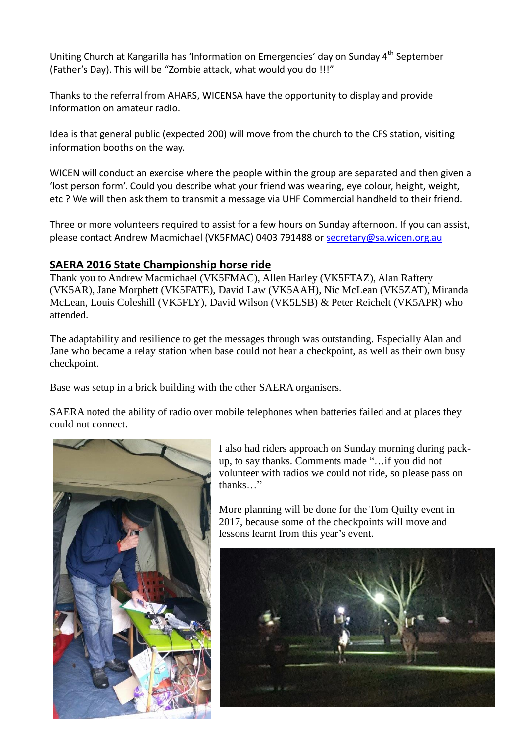Uniting Church at Kangarilla has 'Information on Emergencies' day on Sunday 4th September (Father's Day). This will be "Zombie attack, what would you do !!!"

Thanks to the referral from AHARS, WICENSA have the opportunity to display and provide information on amateur radio.

Idea is that general public (expected 200) will move from the church to the CFS station, visiting information booths on the way.

WICEN will conduct an exercise where the people within the group are separated and then given a 'lost person form'. Could you describe what your friend was wearing, eye colour, height, weight, etc ? We will then ask them to transmit a message via UHF Commercial handheld to their friend.

Three or more volunteers required to assist for a few hours on Sunday afternoon. If you can assist, please contact Andrew Macmichael (VK5FMAC) 0403 791488 or secretary@sa.wicen.org.au

## SAERA 2016 State Championship horse ride

Thank you to Andrew Macmichael (VK5FMAC), Allen Harley (VK5FTAZ), Alan Raftery (VK5AR), Jane Morphett (VK5FATE), David Law (VK5AAH), Nic McLean (VK5ZAT), Miranda McLean, Louis Coleshill (VK5FLY), David Wilson (VK5LSB) & Peter Reichelt (VK5APR) who attended.

The adaptability and resilience to get the messages through was outstanding. Especially Alan and Jane who became a relay station when base could not hear a checkpoint, as well as their own busy checkpoint.

Base was setup in a brick building with the other SAERA organisers.

SAERA noted the ability of radio over mobile telephones when batteries failed and at places they could not connect.

I also had riders approach on Sunday morning during pack-up, to say thanks. Comments made "…if you did not volunteer with radios we could not ride, so please pass on thanks…"

More planning will be done for the Tom Quilty event in 2017, because some of the checkpoints will move and lessons learnt from this year's event.